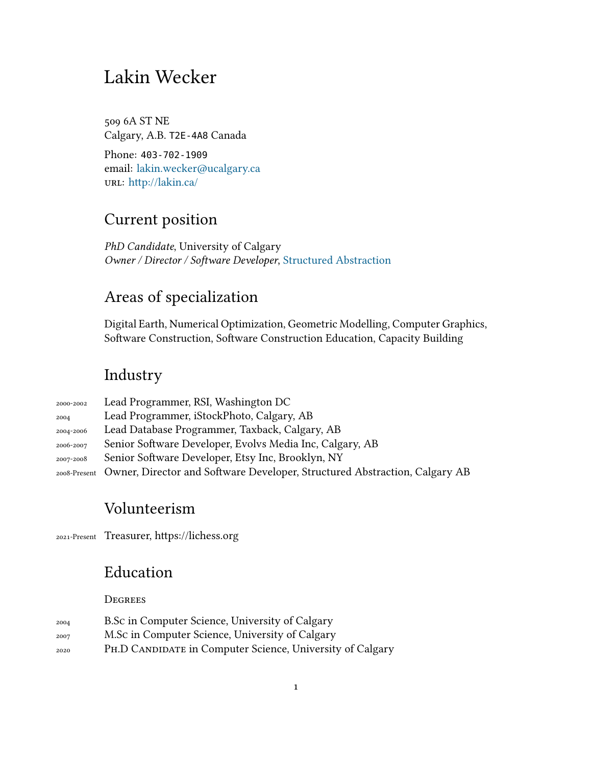# Lakin Wecker

509 6A ST NE
Calgary, A.B. T2E-4A8 Canada

Phone: 403-702-1909
email: lakin.wecker@ucalgary.ca
URL: http://lakin.ca/

## Current position

*PhD Candidate*, University of Calgary
*Owner / Director / Software Developer*, Structured Abstraction

## Areas of specialization

Digital Earth, Numerical Optimization, Geometric Modelling, Computer Graphics, Software Construction, Software Construction Education, Capacity Building

## Industry

| | |
|---|---|
| 2000-2002 | Lead Programmer, RSI, Washington DC |
| 2004 | Lead Programmer, iStockPhoto, Calgary, AB |
| 2004-2006 | Lead Database Programmer, Taxback, Calgary, AB |
| 2006-2007 | Senior Software Developer, Evolvs Media Inc, Calgary, AB |
| 2007-2008 | Senior Software Developer, Etsy Inc, Brooklyn, NY |
| 2008-Present | Owner, Director and Software Developer, Structured Abstraction, Calgary AB |

## Volunteerism

| | |
|---|---|
| 2021-Present | Treasurer, https://lichess.org |

## Education

### Degrees

| | |
|---|---|
| 2004 | B.Sc in Computer Science, University of Calgary |
| 2007 | M.Sc in Computer Science, University of Calgary |
| 2020 | Ph.D Candidate in Computer Science, University of Calgary |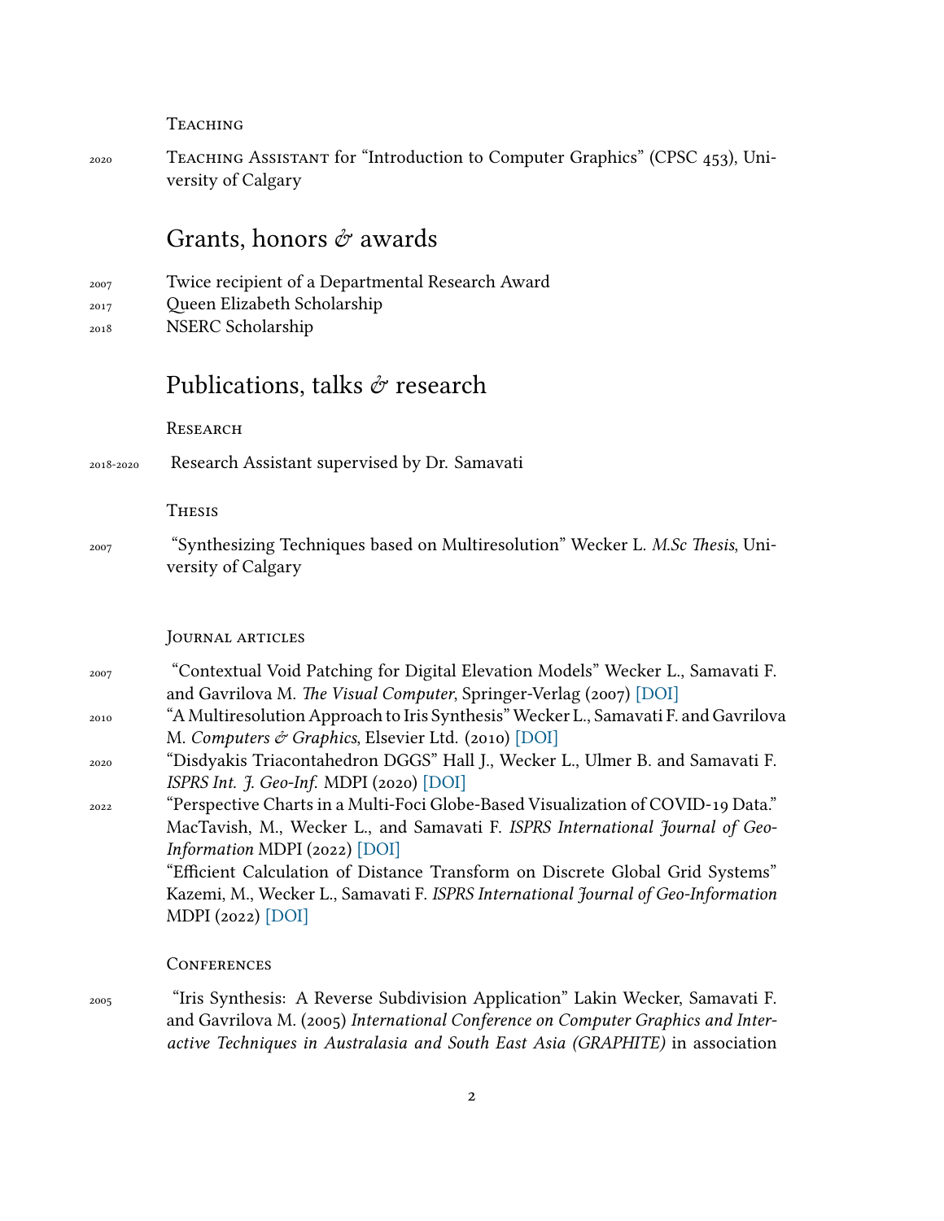### Teaching

2020 Teaching Assistant for "Introduction to Computer Graphics" (CPSC 453), University of Calgary

## Grants, honors & awards

2007 Twice recipient of a Departmental Research Award

2017 Queen Elizabeth Scholarship

2018 NSERC Scholarship

## Publications, talks & research

### Research

2018-2020 Research Assistant supervised by Dr. Samavati

### Thesis

2007 "Synthesizing Techniques based on Multiresolution" Wecker L. *M.Sc Thesis*, University of Calgary

### Journal articles

2007 "Contextual Void Patching for Digital Elevation Models" Wecker L., Samavati F. and Gavrilova M. *The Visual Computer*, Springer-Verlag (2007) [DOI]

2010 "A Multiresolution Approach to Iris Synthesis" Wecker L., Samavati F. and Gavrilova M. *Computers & Graphics*, Elsevier Ltd. (2010) [DOI]

2020 "Disdyakis Triacontahedron DGGS" Hall J., Wecker L., Ulmer B. and Samavati F. *ISPRS Int. J. Geo-Inf.* MDPI (2020) [DOI]

2022 "Perspective Charts in a Multi-Foci Globe-Based Visualization of COVID-19 Data." MacTavish, M., Wecker L., and Samavati F. *ISPRS International Journal of Geo-Information* MDPI (2022) [DOI]

"Efficient Calculation of Distance Transform on Discrete Global Grid Systems" Kazemi, M., Wecker L., Samavati F. *ISPRS International Journal of Geo-Information* MDPI (2022) [DOI]

### Conferences

2005 "Iris Synthesis: A Reverse Subdivision Application" Lakin Wecker, Samavati F. and Gavrilova M. (2005) *International Conference on Computer Graphics and Interactive Techniques in Australasia and South East Asia (GRAPHITE)* in association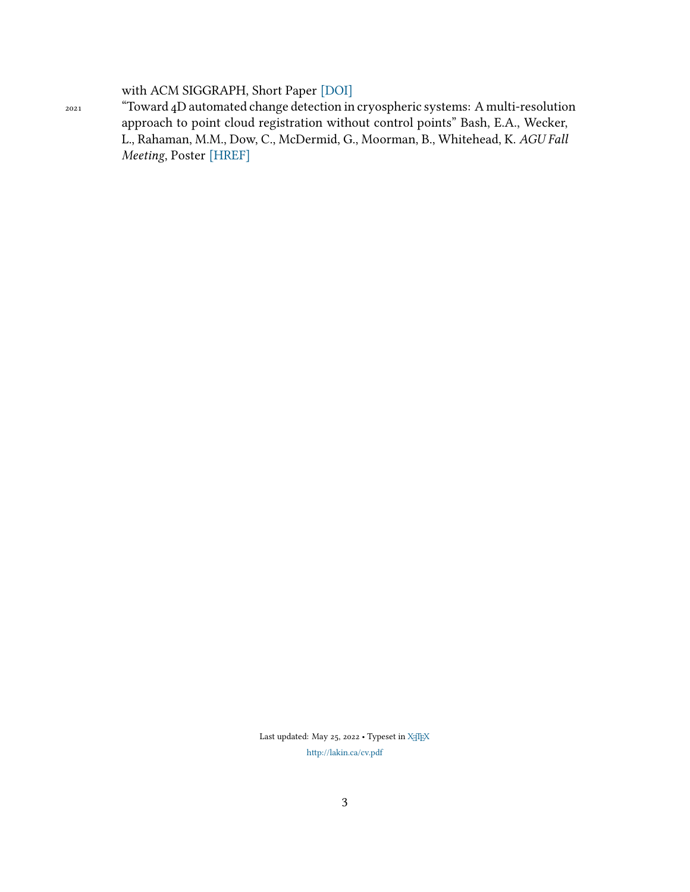with ACM SIGGRAPH, Short Paper [DOI]

2021 "Toward 4D automated change detection in cryospheric systems: A multi-resolution approach to point cloud registration without control points" Bash, E.A., Wecker, L., Rahaman, M.M., Dow, C., McDermid, G., Moorman, B., Whitehead, K. *AGU Fall Meeting*, Poster [HREF]

Last updated: May 25, 2022 • Typeset in XƎTEX

http://lakin.ca/cv.pdf